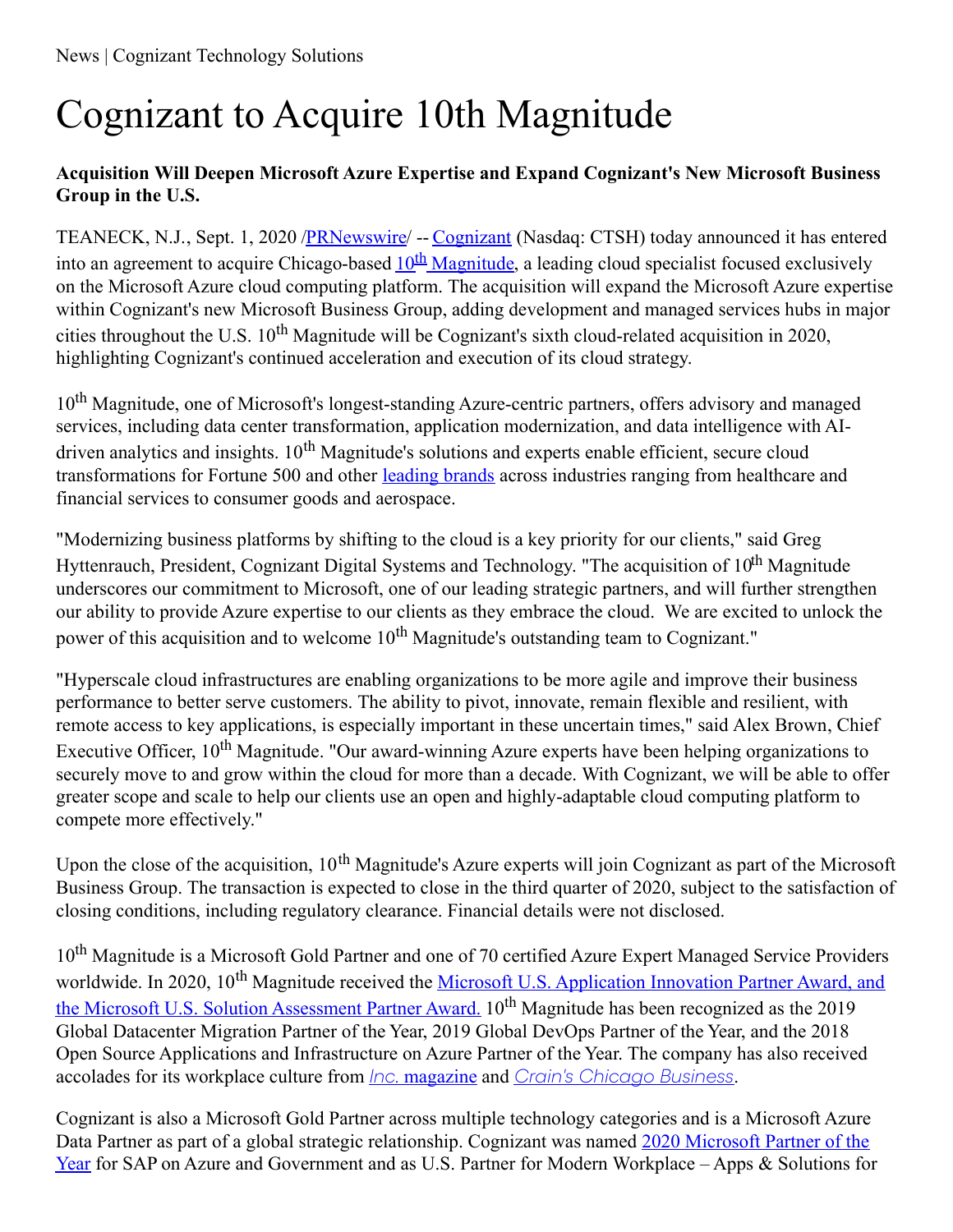News | Cognizant Technology Solutions

# Cognizant to Acquire 10th Magnitude

**Acquisition Will Deepen Microsoft Azure Expertise and Expand Cognizant's New Microsoft Business Group in the U.S.**

TEANECK, N.J., Sept. 1, 2020 /PRNewswire/ -- Cognizant (Nasdaq: CTSH) today announced it has entered into an agreement to acquire Chicago-based 10th Magnitude, a leading cloud specialist focused exclusively on the Microsoft Azure cloud computing platform. The acquisition will expand the Microsoft Azure expertise within Cognizant's new Microsoft Business Group, adding development and managed services hubs in major cities throughout the U.S. 10th Magnitude will be Cognizant's sixth cloud-related acquisition in 2020, highlighting Cognizant's continued acceleration and execution of its cloud strategy.

10th Magnitude, one of Microsoft's longest-standing Azure-centric partners, offers advisory and managed services, including data center transformation, application modernization, and data intelligence with AI-driven analytics and insights. 10th Magnitude's solutions and experts enable efficient, secure cloud transformations for Fortune 500 and other leading brands across industries ranging from healthcare and financial services to consumer goods and aerospace.

"Modernizing business platforms by shifting to the cloud is a key priority for our clients," said Greg Hyttenrauch, President, Cognizant Digital Systems and Technology. "The acquisition of 10th Magnitude underscores our commitment to Microsoft, one of our leading strategic partners, and will further strengthen our ability to provide Azure expertise to our clients as they embrace the cloud. We are excited to unlock the power of this acquisition and to welcome 10th Magnitude's outstanding team to Cognizant."

"Hyperscale cloud infrastructures are enabling organizations to be more agile and improve their business performance to better serve customers. The ability to pivot, innovate, remain flexible and resilient, with remote access to key applications, is especially important in these uncertain times," said Alex Brown, Chief Executive Officer, 10th Magnitude. "Our award-winning Azure experts have been helping organizations to securely move to and grow within the cloud for more than a decade. With Cognizant, we will be able to offer greater scope and scale to help our clients use an open and highly-adaptable cloud computing platform to compete more effectively."

Upon the close of the acquisition, 10th Magnitude's Azure experts will join Cognizant as part of the Microsoft Business Group. The transaction is expected to close in the third quarter of 2020, subject to the satisfaction of closing conditions, including regulatory clearance. Financial details were not disclosed.

10th Magnitude is a Microsoft Gold Partner and one of 70 certified Azure Expert Managed Service Providers worldwide. In 2020, 10th Magnitude received the Microsoft U.S. Application Innovation Partner Award, and the Microsoft U.S. Solution Assessment Partner Award. 10th Magnitude has been recognized as the 2019 Global Datacenter Migration Partner of the Year, 2019 Global DevOps Partner of the Year, and the 2018 Open Source Applications and Infrastructure on Azure Partner of the Year. The company has also received accolades for its workplace culture from *Inc.* magazine and *Crain's Chicago Business*.

Cognizant is also a Microsoft Gold Partner across multiple technology categories and is a Microsoft Azure Data Partner as part of a global strategic relationship. Cognizant was named 2020 Microsoft Partner of the Year for SAP on Azure and Government and as U.S. Partner for Modern Workplace – Apps & Solutions for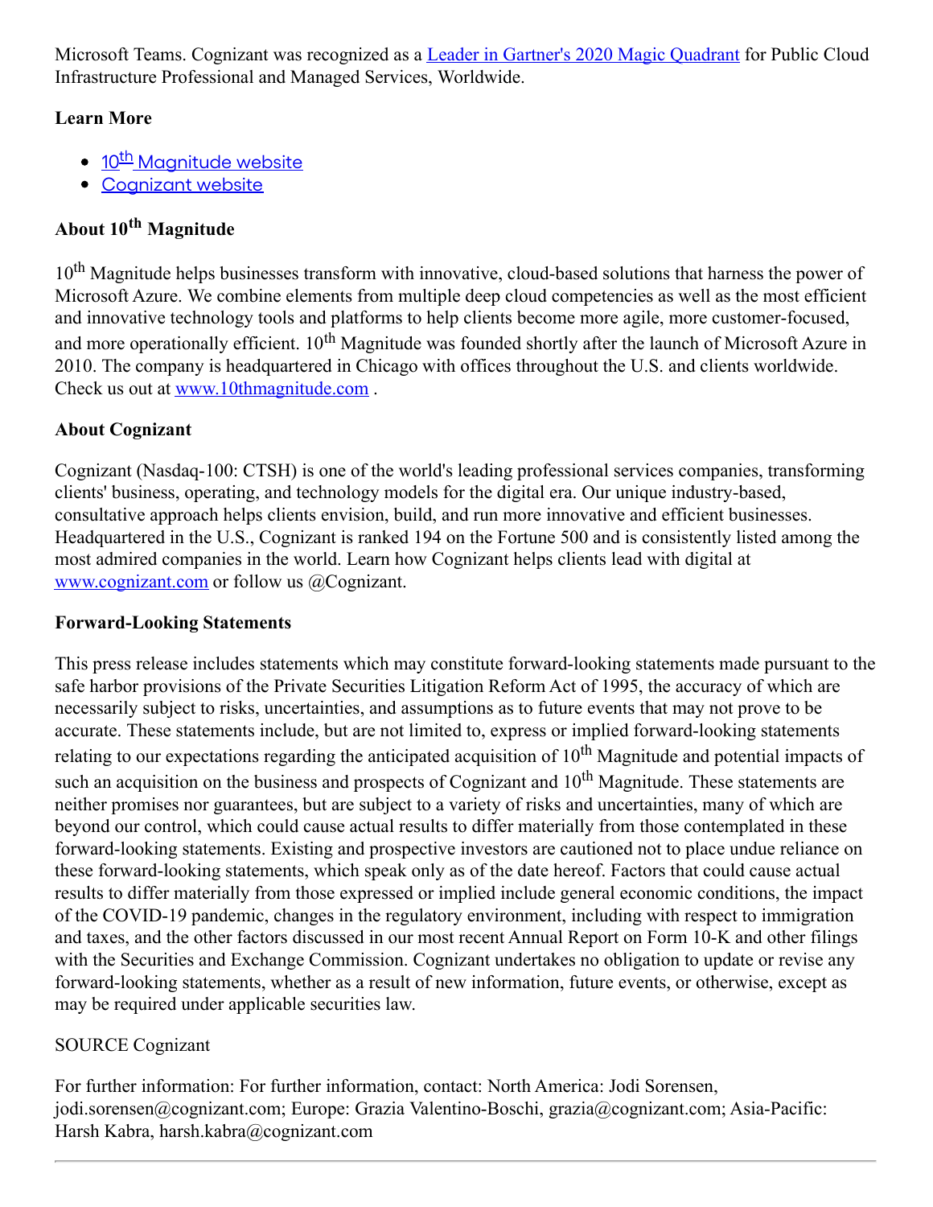Microsoft Teams. Cognizant was recognized as a Leader in Gartner's 2020 Magic Quadrant for Public Cloud Infrastructure Professional and Managed Services, Worldwide.

**Learn More**

- 10th Magnitude website
- Cognizant website

**About 10th Magnitude**

10th Magnitude helps businesses transform with innovative, cloud-based solutions that harness the power of Microsoft Azure. We combine elements from multiple deep cloud competencies as well as the most efficient and innovative technology tools and platforms to help clients become more agile, more customer-focused, and more operationally efficient. 10th Magnitude was founded shortly after the launch of Microsoft Azure in 2010. The company is headquartered in Chicago with offices throughout the U.S. and clients worldwide. Check us out at www.10thmagnitude.com .

**About Cognizant**

Cognizant (Nasdaq-100: CTSH) is one of the world's leading professional services companies, transforming clients' business, operating, and technology models for the digital era. Our unique industry-based, consultative approach helps clients envision, build, and run more innovative and efficient businesses. Headquartered in the U.S., Cognizant is ranked 194 on the Fortune 500 and is consistently listed among the most admired companies in the world. Learn how Cognizant helps clients lead with digital at www.cognizant.com or follow us @Cognizant.

**Forward-Looking Statements**

This press release includes statements which may constitute forward-looking statements made pursuant to the safe harbor provisions of the Private Securities Litigation Reform Act of 1995, the accuracy of which are necessarily subject to risks, uncertainties, and assumptions as to future events that may not prove to be accurate. These statements include, but are not limited to, express or implied forward-looking statements relating to our expectations regarding the anticipated acquisition of 10th Magnitude and potential impacts of such an acquisition on the business and prospects of Cognizant and 10th Magnitude. These statements are neither promises nor guarantees, but are subject to a variety of risks and uncertainties, many of which are beyond our control, which could cause actual results to differ materially from those contemplated in these forward-looking statements. Existing and prospective investors are cautioned not to place undue reliance on these forward-looking statements, which speak only as of the date hereof. Factors that could cause actual results to differ materially from those expressed or implied include general economic conditions, the impact of the COVID-19 pandemic, changes in the regulatory environment, including with respect to immigration and taxes, and the other factors discussed in our most recent Annual Report on Form 10-K and other filings with the Securities and Exchange Commission. Cognizant undertakes no obligation to update or revise any forward-looking statements, whether as a result of new information, future events, or otherwise, except as may be required under applicable securities law.

SOURCE Cognizant

For further information: For further information, contact: North America: Jodi Sorensen, jodi.sorensen@cognizant.com; Europe: Grazia Valentino-Boschi, grazia@cognizant.com; Asia-Pacific: Harsh Kabra, harsh.kabra@cognizant.com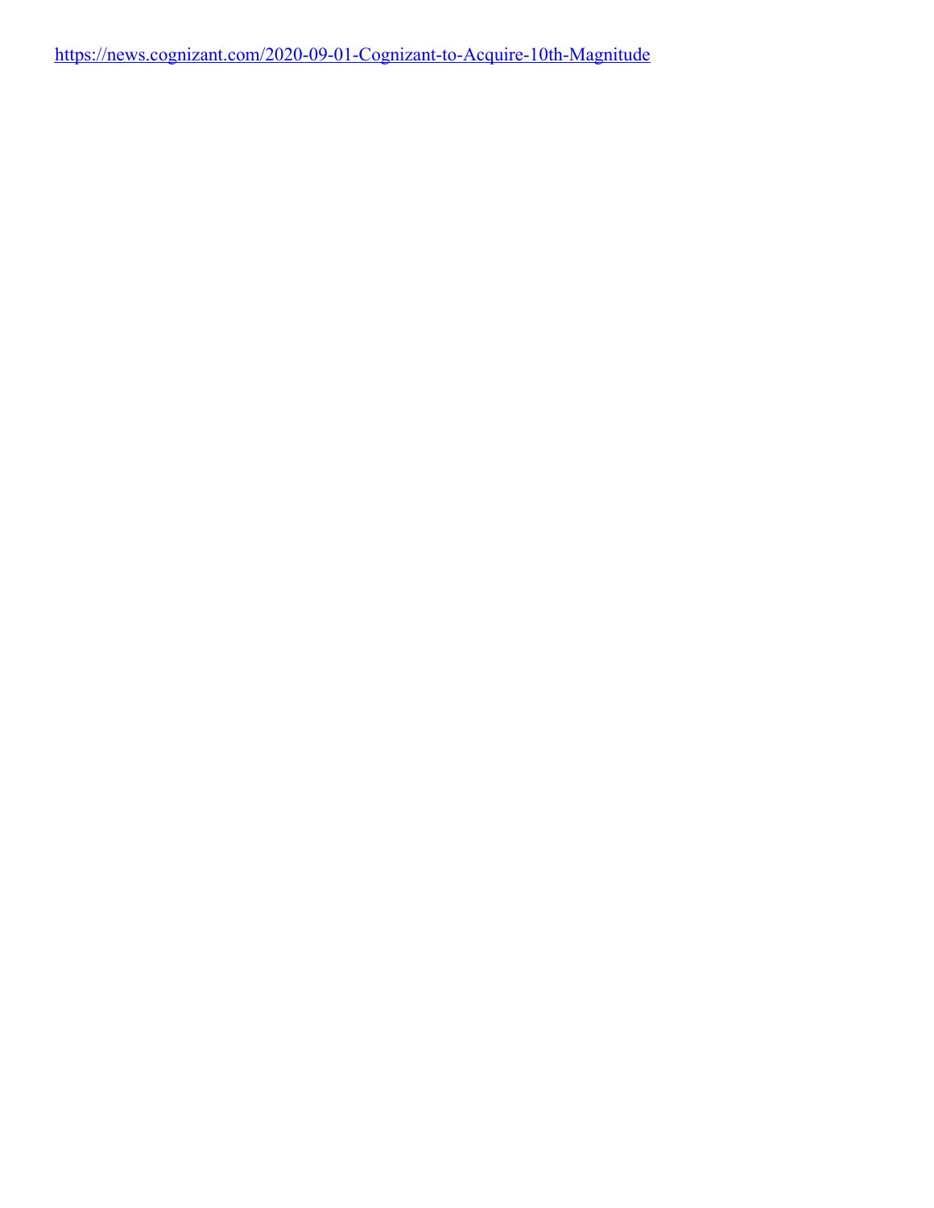https://news.cognizant.com/2020-09-01-Cognizant-to-Acquire-10th-Magnitude